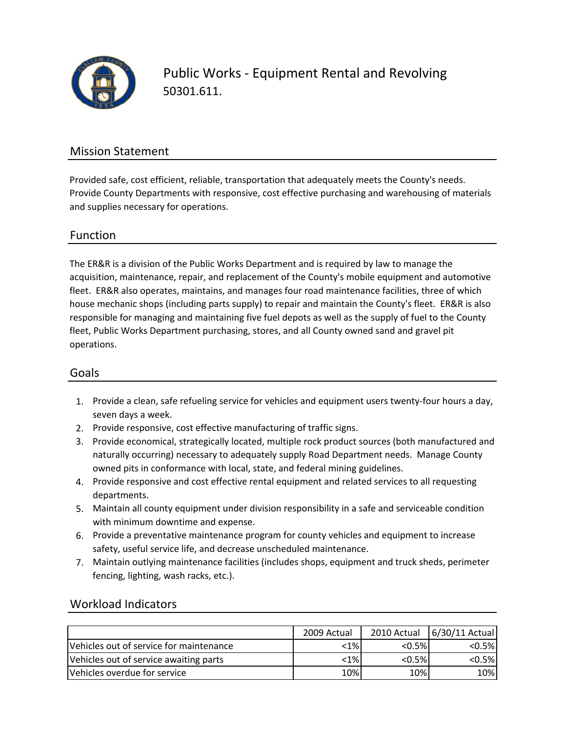# Public Works - Equipment Rental and Revolving

50301.611.

## Mission Statement

Provided safe, cost efficient, reliable, transportation that adequately meets the County's needs. Provide County Departments with responsive, cost effective purchasing and warehousing of materials and supplies necessary for operations.

## Function

The ER&R is a division of the Public Works Department and is required by law to manage the acquisition, maintenance, repair, and replacement of the County's mobile equipment and automotive fleet. ER&R also operates, maintains, and manages four road maintenance facilities, three of which house mechanic shops (including parts supply) to repair and maintain the County's fleet. ER&R is also responsible for managing and maintaining five fuel depots as well as the supply of fuel to the County fleet, Public Works Department purchasing, stores, and all County owned sand and gravel pit operations.

## Goals

1. Provide a clean, safe refueling service for vehicles and equipment users twenty-four hours a day, seven days a week.
2. Provide responsive, cost effective manufacturing of traffic signs.
3. Provide economical, strategically located, multiple rock product sources (both manufactured and naturally occurring) necessary to adequately supply Road Department needs. Manage County owned pits in conformance with local, state, and federal mining guidelines.
4. Provide responsive and cost effective rental equipment and related services to all requesting departments.
5. Maintain all county equipment under division responsibility in a safe and serviceable condition with minimum downtime and expense.
6. Provide a preventative maintenance program for county vehicles and equipment to increase safety, useful service life, and decrease unscheduled maintenance.
7. Maintain outlying maintenance facilities (includes shops, equipment and truck sheds, perimeter fencing, lighting, wash racks, etc.).

## Workload Indicators

| | 2009 Actual | 2010 Actual | 6/30/11 Actual |
|---|---|---|---|
| Vehicles out of service for maintenance | <1% | <0.5% | <0.5% |
| Vehicles out of service awaiting parts | <1% | <0.5% | <0.5% |
| Vehicles overdue for service | 10% | 10% | 10% |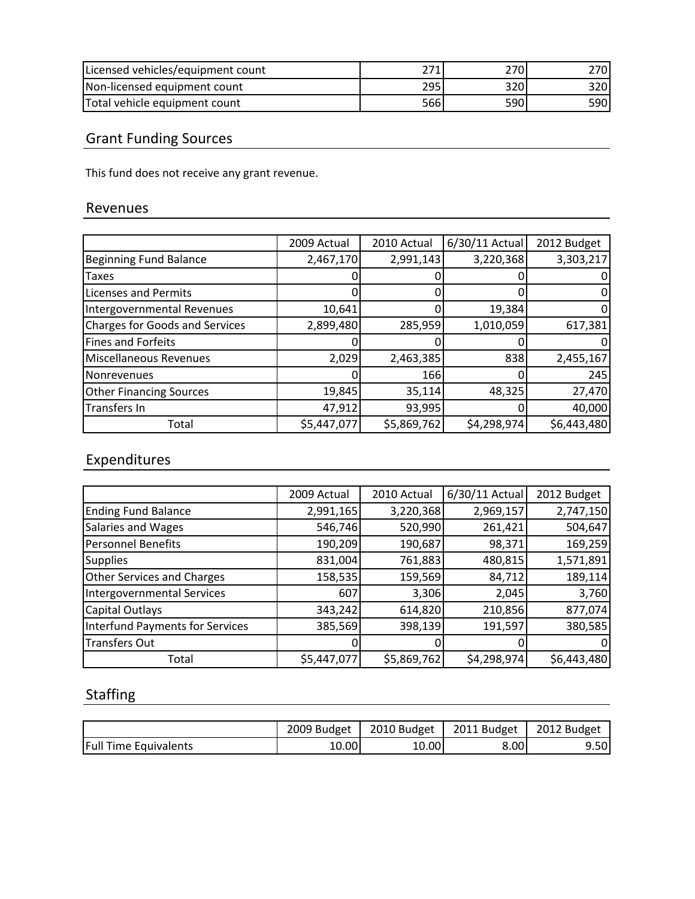| | | | |
|---|---|---|---|
| Licensed vehicles/equipment count | 271 | 270 | 270 |
| Non-licensed equipment count | 295 | 320 | 320 |
| Total vehicle equipment count | 566 | 590 | 590 |

## Grant Funding Sources

This fund does not receive any grant revenue.

## Revenues

| | 2009 Actual | 2010 Actual | 6/30/11 Actual | 2012 Budget |
|---|---|---|---|---|
| Beginning Fund Balance | 2,467,170 | 2,991,143 | 3,220,368 | 3,303,217 |
| Taxes | 0 | 0 | 0 | 0 |
| Licenses and Permits | 0 | 0 | 0 | 0 |
| Intergovernmental Revenues | 10,641 | 0 | 19,384 | 0 |
| Charges for Goods and Services | 2,899,480 | 285,959 | 1,010,059 | 617,381 |
| Fines and Forfeits | 0 | 0 | 0 | 0 |
| Miscellaneous Revenues | 2,029 | 2,463,385 | 838 | 2,455,167 |
| Nonrevenues | 0 | 166 | 0 | 245 |
| Other Financing Sources | 19,845 | 35,114 | 48,325 | 27,470 |
| Transfers In | 47,912 | 93,995 | 0 | 40,000 |
| Total | $5,447,077 | $5,869,762 | $4,298,974 | $6,443,480 |

## Expenditures

| | 2009 Actual | 2010 Actual | 6/30/11 Actual | 2012 Budget |
|---|---|---|---|---|
| Ending Fund Balance | 2,991,165 | 3,220,368 | 2,969,157 | 2,747,150 |
| Salaries and Wages | 546,746 | 520,990 | 261,421 | 504,647 |
| Personnel Benefits | 190,209 | 190,687 | 98,371 | 169,259 |
| Supplies | 831,004 | 761,883 | 480,815 | 1,571,891 |
| Other Services and Charges | 158,535 | 159,569 | 84,712 | 189,114 |
| Intergovernmental Services | 607 | 3,306 | 2,045 | 3,760 |
| Capital Outlays | 343,242 | 614,820 | 210,856 | 877,074 |
| Interfund Payments for Services | 385,569 | 398,139 | 191,597 | 380,585 |
| Transfers Out | 0 | 0 | 0 | 0 |
| Total | $5,447,077 | $5,869,762 | $4,298,974 | $6,443,480 |

## Staffing

| | 2009 Budget | 2010 Budget | 2011 Budget | 2012 Budget |
|---|---|---|---|---|
| Full Time Equivalents | 10.00 | 10.00 | 8.00 | 9.50 |